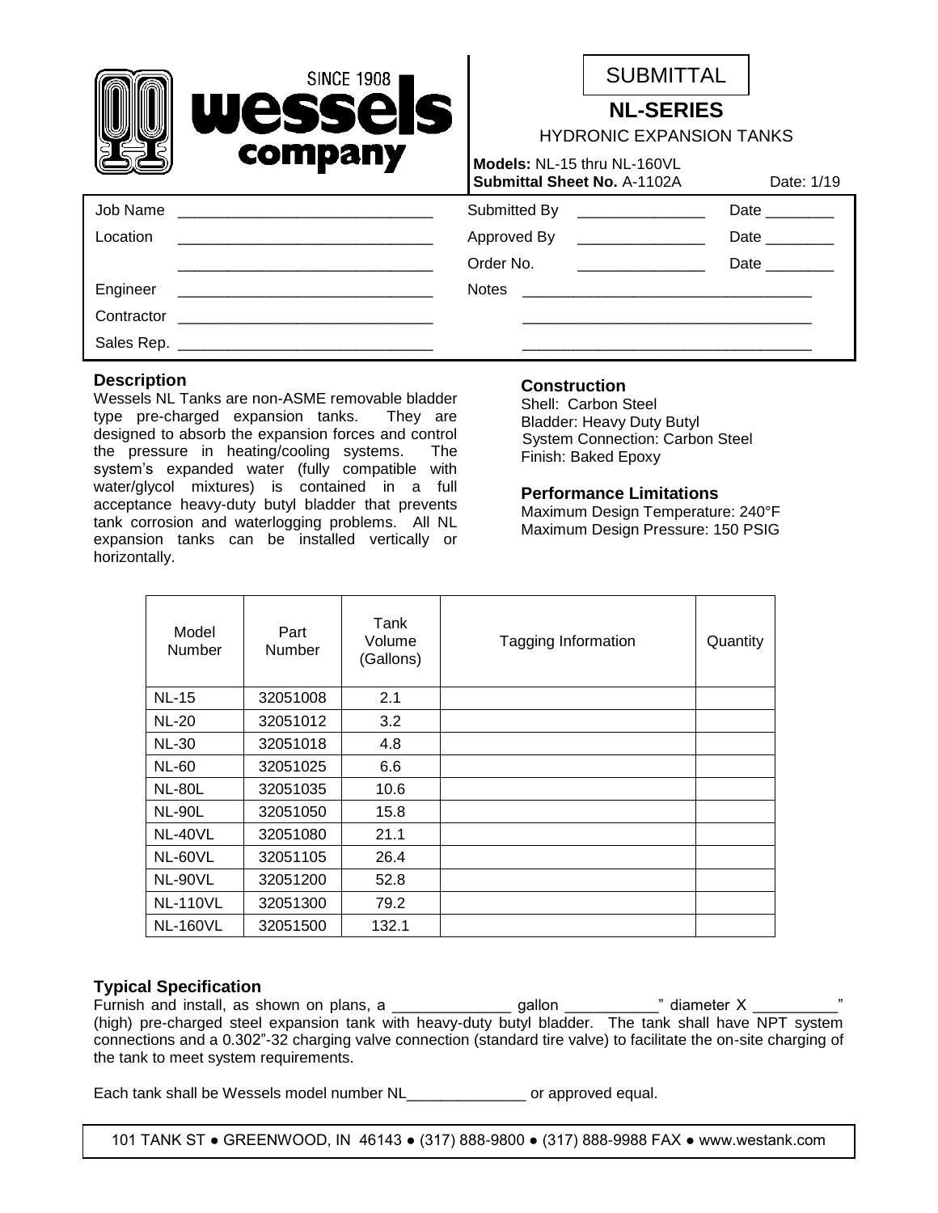wessels company SINCE 1908

# SUBMITTAL

## NL-SERIES

HYDRONIC EXPANSION TANKS

**Models:** NL-15 thru NL-160VL
**Submittal Sheet No.** A-1102A    Date: 1/19

| | | | |
|---|---|---|---|
| Job Name | ______________________________ | Submitted By ______________ | Date ________ |
| Location | ______________________________ | Approved By ______________ | Date ________ |
| | ______________________________ | Order No. ______________ | Date ________ |
| Engineer | ______________________________ | Notes ______________________________ | |
| Contractor | ______________________________ | ______________________________ | |
| Sales Rep. | ______________________________ | ______________________________ | |

### Description

Wessels NL Tanks are non-ASME removable bladder type pre-charged expansion tanks. They are designed to absorb the expansion forces and control the pressure in heating/cooling systems. The system's expanded water (fully compatible with water/glycol mixtures) is contained in a full acceptance heavy-duty butyl bladder that prevents tank corrosion and waterlogging problems. All NL expansion tanks can be installed vertically or horizontally.

### Construction

Shell: Carbon Steel
Bladder: Heavy Duty Butyl
System Connection: Carbon Steel
Finish: Baked Epoxy

### Performance Limitations

Maximum Design Temperature: 240°F
Maximum Design Pressure: 150 PSIG

| Model Number | Part Number | Tank Volume (Gallons) | Tagging Information | Quantity |
|---|---|---|---|---|
| NL-15 | 32051008 | 2.1 | | |
| NL-20 | 32051012 | 3.2 | | |
| NL-30 | 32051018 | 4.8 | | |
| NL-60 | 32051025 | 6.6 | | |
| NL-80L | 32051035 | 10.6 | | |
| NL-90L | 32051050 | 15.8 | | |
| NL-40VL | 32051080 | 21.1 | | |
| NL-60VL | 32051105 | 26.4 | | |
| NL-90VL | 32051200 | 52.8 | | |
| NL-110VL | 32051300 | 79.2 | | |
| NL-160VL | 32051500 | 132.1 | | |

### Typical Specification

Furnish and install, as shown on plans, a ______________ gallon ___________" diameter X __________" (high) pre-charged steel expansion tank with heavy-duty butyl bladder. The tank shall have NPT system connections and a 0.302"-32 charging valve connection (standard tire valve) to facilitate the on-site charging of the tank to meet system requirements.

Each tank shall be Wessels model number NL______________ or approved equal.

101 TANK ST ● GREENWOOD, IN 46143 ● (317) 888-9800 ● (317) 888-9988 FAX ● www.westank.com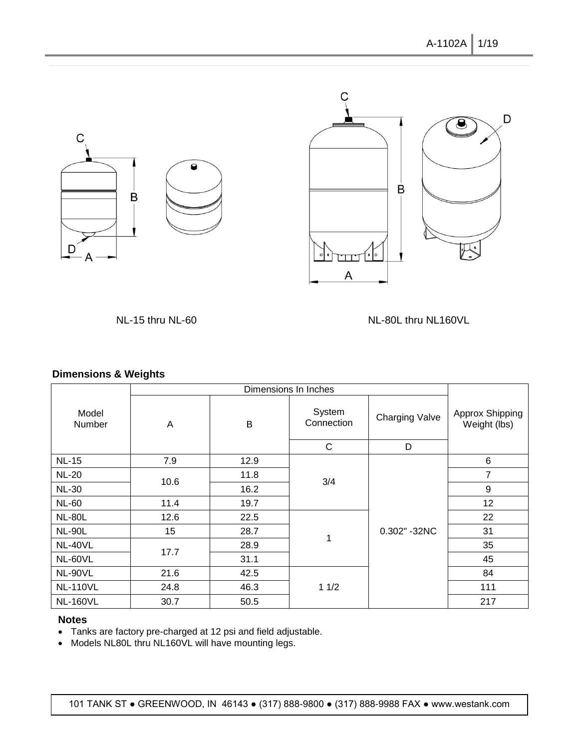NL-15 thru NL-60

NL-80L thru NL160VL

**Dimensions & Weights**

| Model Number | Dimensions In Inches | | | | Approx Shipping Weight (lbs) |
|---|---|---|---|---|---|
| | A | B | System Connection | Charging Valve | |
| | | | C | D | |
| NL-15 | 7.9 | 12.9 | 3/4 | 0.302" -32NC | 6 |
| NL-20 | 10.6 | 11.8 | 3/4 | 0.302" -32NC | 7 |
| NL-30 | 10.6 | 16.2 | 3/4 | 0.302" -32NC | 9 |
| NL-60 | 11.4 | 19.7 | 3/4 | 0.302" -32NC | 12 |
| NL-80L | 12.6 | 22.5 | 1 | 0.302" -32NC | 22 |
| NL-90L | 15 | 28.7 | 1 | 0.302" -32NC | 31 |
| NL-40VL | 17.7 | 28.9 | 1 | 0.302" -32NC | 35 |
| NL-60VL | 17.7 | 31.1 | 1 | 0.302" -32NC | 45 |
| NL-90VL | 21.6 | 42.5 | 1 1/2 | 0.302" -32NC | 84 |
| NL-110VL | 24.8 | 46.3 | 1 1/2 | 0.302" -32NC | 111 |
| NL-160VL | 30.7 | 50.5 | 1 1/2 | 0.302" -32NC | 217 |

**Notes**

- Tanks are factory pre-charged at 12 psi and field adjustable.
- Models NL80L thru NL160VL will have mounting legs.

101 TANK ST ● GREENWOOD, IN 46143 ● (317) 888-9800 ● (317) 888-9988 FAX ● www.westank.com